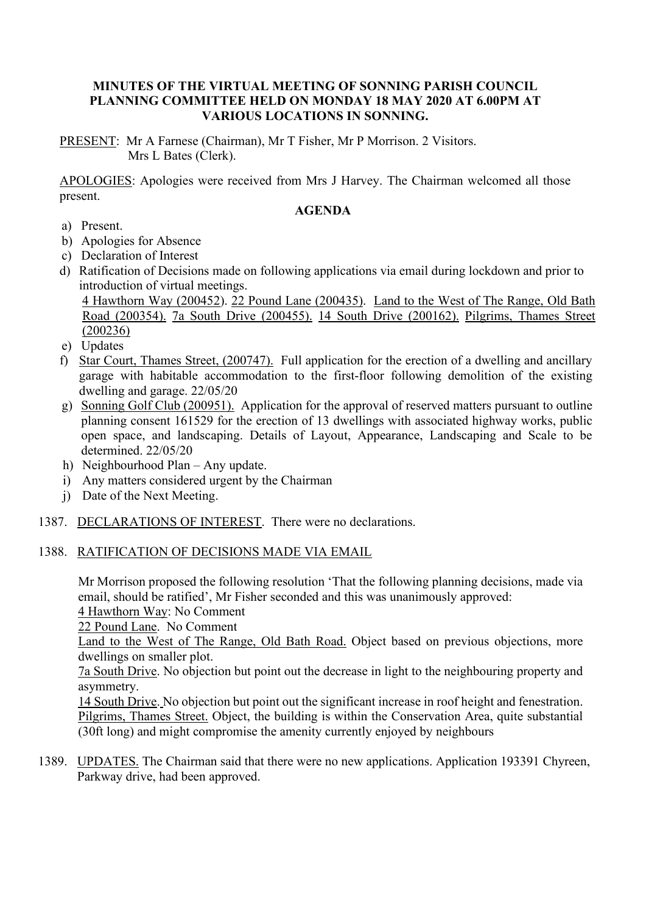**MINUTES OF THE VIRTUAL MEETING OF SONNING PARISH COUNCIL PLANNING COMMITTEE HELD ON MONDAY 18 MAY 2020 AT 6.00PM AT VARIOUS LOCATIONS IN SONNING.**

PRESENT: Mr A Farnese (Chairman), Mr T Fisher, Mr P Morrison. 2 Visitors. Mrs L Bates (Clerk).

APOLOGIES: Apologies were received from Mrs J Harvey. The Chairman welcomed all those present.

**AGENDA**

a) Present.
b) Apologies for Absence
c) Declaration of Interest
d) Ratification of Decisions made on following applications via email during lockdown and prior to introduction of virtual meetings.
   4 Hawthorn Way (200452). 22 Pound Lane (200435). Land to the West of The Range, Old Bath Road (200354). 7a South Drive (200455). 14 South Drive (200162). Pilgrims, Thames Street (200236)
e) Updates
f) Star Court, Thames Street, (200747). Full application for the erection of a dwelling and ancillary garage with habitable accommodation to the first-floor following demolition of the existing dwelling and garage. 22/05/20
g) Sonning Golf Club (200951). Application for the approval of reserved matters pursuant to outline planning consent 161529 for the erection of 13 dwellings with associated highway works, public open space, and landscaping. Details of Layout, Appearance, Landscaping and Scale to be determined. 22/05/20
h) Neighbourhood Plan – Any update.
i) Any matters considered urgent by the Chairman
j) Date of the Next Meeting.

1387. DECLARATIONS OF INTEREST. There were no declarations.

1388. RATIFICATION OF DECISIONS MADE VIA EMAIL

Mr Morrison proposed the following resolution 'That the following planning decisions, made via email, should be ratified', Mr Fisher seconded and this was unanimously approved:

4 Hawthorn Way: No Comment

22 Pound Lane. No Comment

Land to the West of The Range, Old Bath Road. Object based on previous objections, more dwellings on smaller plot.

7a South Drive. No objection but point out the decrease in light to the neighbouring property and asymmetry.

14 South Drive. No objection but point out the significant increase in roof height and fenestration.

Pilgrims, Thames Street. Object, the building is within the Conservation Area, quite substantial (30ft long) and might compromise the amenity currently enjoyed by neighbours

1389. UPDATES. The Chairman said that there were no new applications. Application 193391 Chyreen, Parkway drive, had been approved.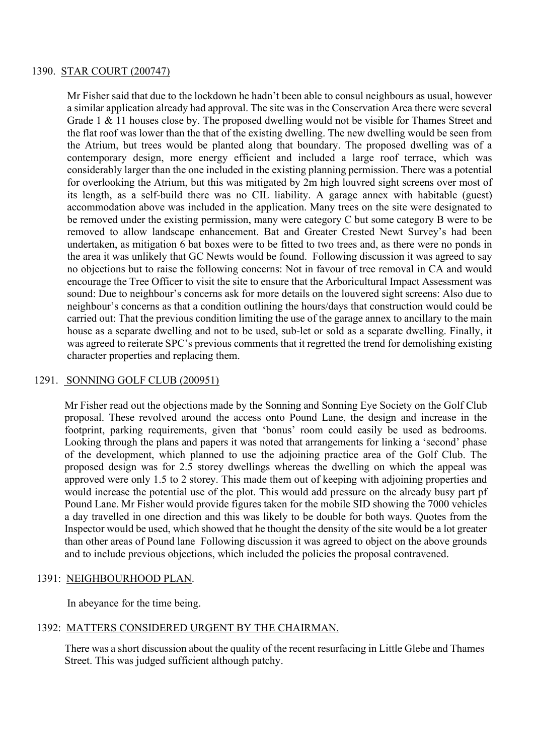1390. STAR COURT (200747)

Mr Fisher said that due to the lockdown he hadn't been able to consul neighbours as usual, however a similar application already had approval. The site was in the Conservation Area there were several Grade 1 & 11 houses close by. The proposed dwelling would not be visible for Thames Street and the flat roof was lower than the that of the existing dwelling. The new dwelling would be seen from the Atrium, but trees would be planted along that boundary. The proposed dwelling was of a contemporary design, more energy efficient and included a large roof terrace, which was considerably larger than the one included in the existing planning permission. There was a potential for overlooking the Atrium, but this was mitigated by 2m high louvred sight screens over most of its length, as a self-build there was no CIL liability. A garage annex with habitable (guest) accommodation above was included in the application. Many trees on the site were designated to be removed under the existing permission, many were category C but some category B were to be removed to allow landscape enhancement. Bat and Greater Crested Newt Survey's had been undertaken, as mitigation 6 bat boxes were to be fitted to two trees and, as there were no ponds in the area it was unlikely that GC Newts would be found. Following discussion it was agreed to say no objections but to raise the following concerns: Not in favour of tree removal in CA and would encourage the Tree Officer to visit the site to ensure that the Arboricultural Impact Assessment was sound: Due to neighbour's concerns ask for more details on the louvered sight screens: Also due to neighbour's concerns as that a condition outlining the hours/days that construction would could be carried out: That the previous condition limiting the use of the garage annex to ancillary to the main house as a separate dwelling and not to be used, sub-let or sold as a separate dwelling. Finally, it was agreed to reiterate SPC's previous comments that it regretted the trend for demolishing existing character properties and replacing them.

1291. SONNING GOLF CLUB (200951)

Mr Fisher read out the objections made by the Sonning and Sonning Eye Society on the Golf Club proposal. These revolved around the access onto Pound Lane, the design and increase in the footprint, parking requirements, given that 'bonus' room could easily be used as bedrooms. Looking through the plans and papers it was noted that arrangements for linking a 'second' phase of the development, which planned to use the adjoining practice area of the Golf Club. The proposed design was for 2.5 storey dwellings whereas the dwelling on which the appeal was approved were only 1.5 to 2 storey. This made them out of keeping with adjoining properties and would increase the potential use of the plot. This would add pressure on the already busy part pf Pound Lane. Mr Fisher would provide figures taken for the mobile SID showing the 7000 vehicles a day travelled in one direction and this was likely to be double for both ways. Quotes from the Inspector would be used, which showed that he thought the density of the site would be a lot greater than other areas of Pound lane Following discussion it was agreed to object on the above grounds and to include previous objections, which included the policies the proposal contravened.

1391: NEIGHBOURHOOD PLAN.

In abeyance for the time being.

1392: MATTERS CONSIDERED URGENT BY THE CHAIRMAN.

There was a short discussion about the quality of the recent resurfacing in Little Glebe and Thames Street. This was judged sufficient although patchy.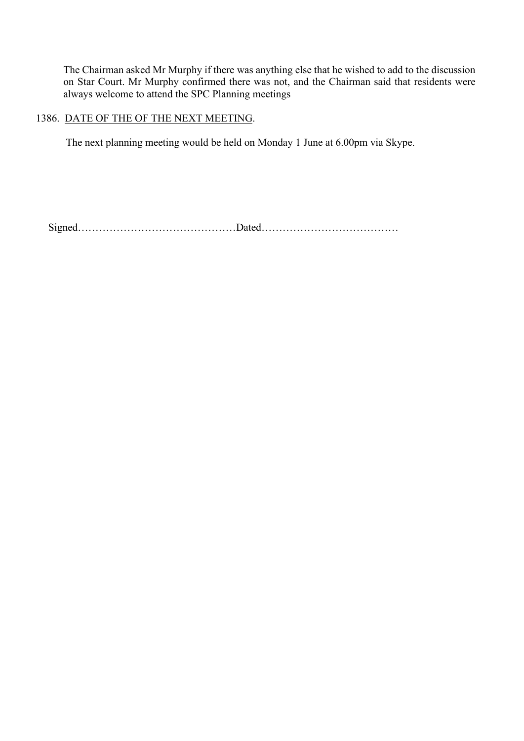The Chairman asked Mr Murphy if there was anything else that he wished to add to the discussion on Star Court. Mr Murphy confirmed there was not, and the Chairman said that residents were always welcome to attend the SPC Planning meetings

1386. DATE OF THE OF THE NEXT MEETING.

The next planning meeting would be held on Monday 1 June at 6.00pm via Skype.

Signed………………………………………Dated…………………………………